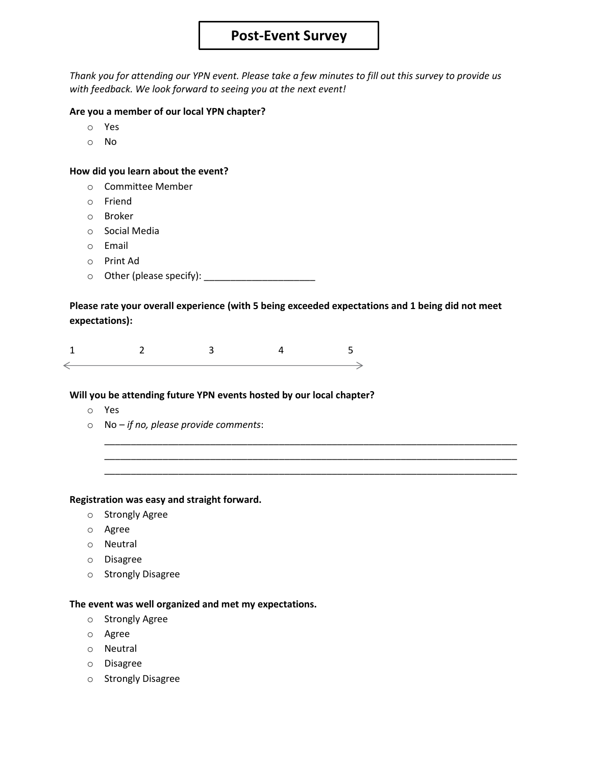# Post-Event Survey

*Thank you for attending our YPN event. Please take a few minutes to fill out this survey to provide us with feedback. We look forward to seeing you at the next event!*

**Are you a member of our local YPN chapter?**

- Yes
- No

**How did you learn about the event?**

- Committee Member
- Friend
- Broker
- Social Media
- Email
- Print Ad
- Other (please specify): _____________________

**Please rate your overall experience (with 5 being exceeded expectations and 1 being did not meet expectations):**

1 2 3 4 5

**Will you be attending future YPN events hosted by our local chapter?**

- Yes
- No – *if no, please provide comments*:

  ___________________________________________________________________________
  ___________________________________________________________________________
  ___________________________________________________________________________

**Registration was easy and straight forward.**

- Strongly Agree
- Agree
- Neutral
- Disagree
- Strongly Disagree

**The event was well organized and met my expectations.**

- Strongly Agree
- Agree
- Neutral
- Disagree
- Strongly Disagree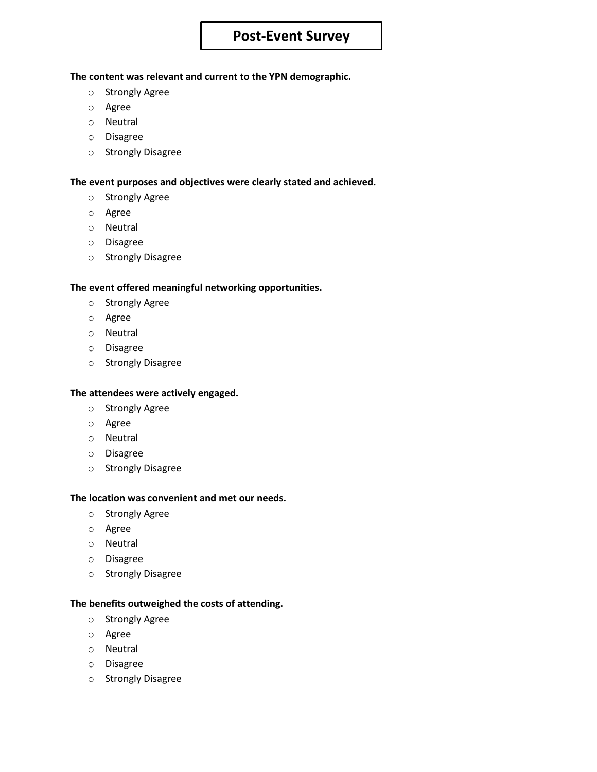# Post-Event Survey

**The content was relevant and current to the YPN demographic.**

- Strongly Agree
- Agree
- Neutral
- Disagree
- Strongly Disagree

**The event purposes and objectives were clearly stated and achieved.**

- Strongly Agree
- Agree
- Neutral
- Disagree
- Strongly Disagree

**The event offered meaningful networking opportunities.**

- Strongly Agree
- Agree
- Neutral
- Disagree
- Strongly Disagree

**The attendees were actively engaged.**

- Strongly Agree
- Agree
- Neutral
- Disagree
- Strongly Disagree

**The location was convenient and met our needs.**

- Strongly Agree
- Agree
- Neutral
- Disagree
- Strongly Disagree

**The benefits outweighed the costs of attending.**

- Strongly Agree
- Agree
- Neutral
- Disagree
- Strongly Disagree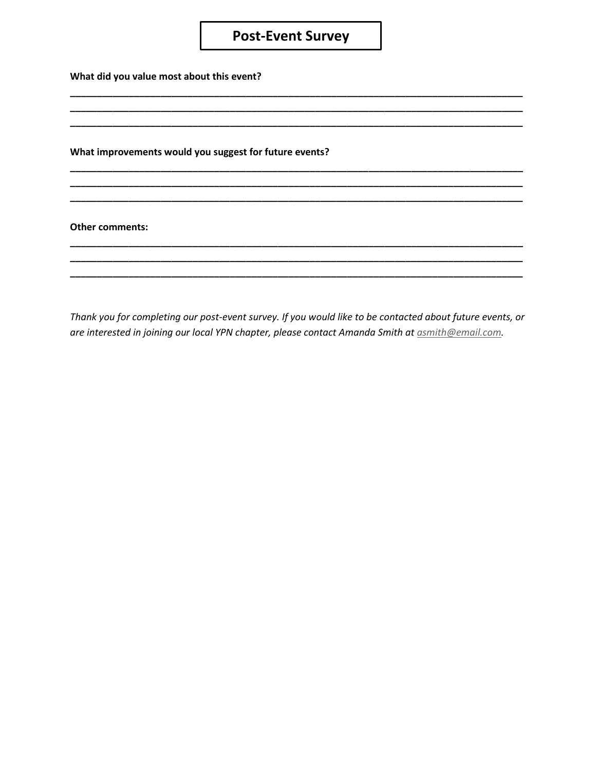# Post-Event Survey

**What did you value most about this event?**

________________________________________________________________________________
________________________________________________________________________________
________________________________________________________________________________

**What improvements would you suggest for future events?**

________________________________________________________________________________
________________________________________________________________________________
________________________________________________________________________________

**Other comments:**

________________________________________________________________________________
________________________________________________________________________________
________________________________________________________________________________

*Thank you for completing our post-event survey. If you would like to be contacted about future events, or are interested in joining our local YPN chapter, please contact Amanda Smith at asmith@email.com.*